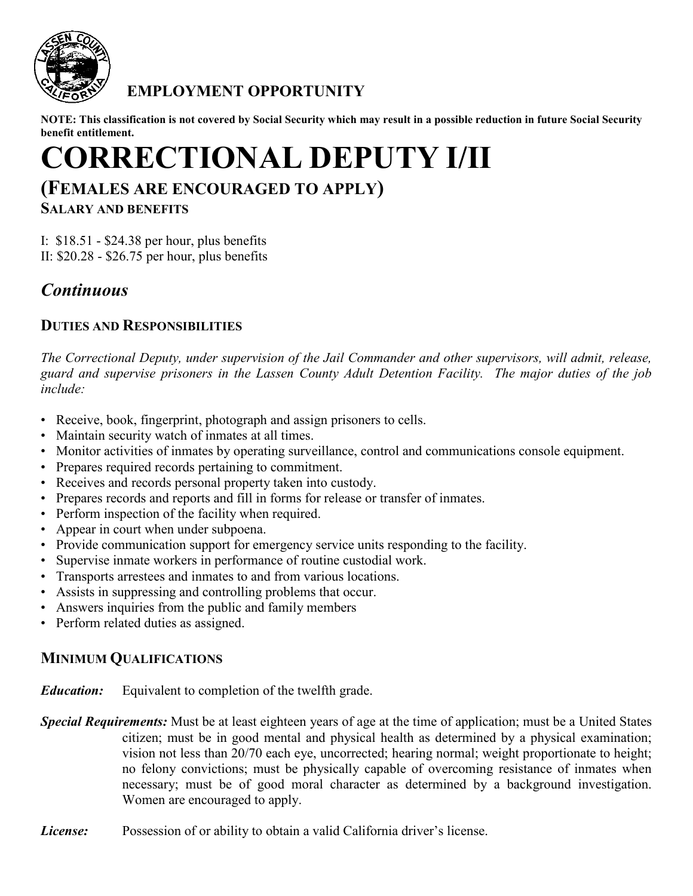**EMPLOYMENT OPPORTUNITY**

**NOTE: This classification is not covered by Social Security which may result in a possible reduction in future Social Security benefit entitlement.**

# CORRECTIONAL DEPUTY I/II

## (FEMALES ARE ENCOURAGED TO APPLY)

### SALARY AND BENEFITS

I: $18.51 - $24.38 per hour, plus benefits
II: $20.28 - $26.75 per hour, plus benefits

## *Continuous*

### DUTIES AND RESPONSIBILITIES

*The Correctional Deputy, under supervision of the Jail Commander and other supervisors, will admit, release, guard and supervise prisoners in the Lassen County Adult Detention Facility. The major duties of the job include:*

- Receive, book, fingerprint, photograph and assign prisoners to cells.
- Maintain security watch of inmates at all times.
- Monitor activities of inmates by operating surveillance, control and communications console equipment.
- Prepares required records pertaining to commitment.
- Receives and records personal property taken into custody.
- Prepares records and reports and fill in forms for release or transfer of inmates.
- Perform inspection of the facility when required.
- Appear in court when under subpoena.
- Provide communication support for emergency service units responding to the facility.
- Supervise inmate workers in performance of routine custodial work.
- Transports arrestees and inmates to and from various locations.
- Assists in suppressing and controlling problems that occur.
- Answers inquiries from the public and family members
- Perform related duties as assigned.

### MINIMUM QUALIFICATIONS

***Education:*** Equivalent to completion of the twelfth grade.

***Special Requirements:*** Must be at least eighteen years of age at the time of application; must be a United States citizen; must be in good mental and physical health as determined by a physical examination; vision not less than 20/70 each eye, uncorrected; hearing normal; weight proportionate to height; no felony convictions; must be physically capable of overcoming resistance of inmates when necessary; must be of good moral character as determined by a background investigation. Women are encouraged to apply.

***License:*** Possession of or ability to obtain a valid California driver's license.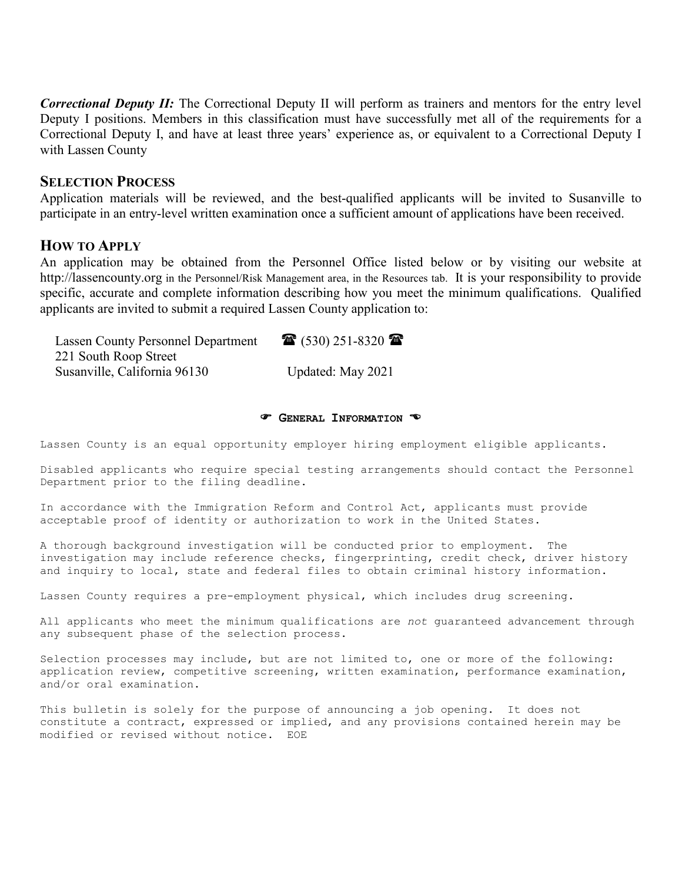***Correctional Deputy II:*** The Correctional Deputy II will perform as trainers and mentors for the entry level Deputy I positions. Members in this classification must have successfully met all of the requirements for a Correctional Deputy I, and have at least three years' experience as, or equivalent to a Correctional Deputy I with Lassen County

## SELECTION PROCESS

Application materials will be reviewed, and the best-qualified applicants will be invited to Susanville to participate in an entry-level written examination once a sufficient amount of applications have been received.

## HOW TO APPLY

An application may be obtained from the Personnel Office listed below or by visiting our website at http://lassencounty.org in the Personnel/Risk Management area, in the Resources tab. It is your responsibility to provide specific, accurate and complete information describing how you meet the minimum qualifications. Qualified applicants are invited to submit a required Lassen County application to:

Lassen County Personnel Department ☎ (530) 251-8320 ☎
221 South Roop Street
Susanville, California 96130 Updated: May 2021

### ☞ GENERAL INFORMATION ☜

Lassen County is an equal opportunity employer hiring employment eligible applicants.

Disabled applicants who require special testing arrangements should contact the Personnel Department prior to the filing deadline.

In accordance with the Immigration Reform and Control Act, applicants must provide acceptable proof of identity or authorization to work in the United States.

A thorough background investigation will be conducted prior to employment. The investigation may include reference checks, fingerprinting, credit check, driver history and inquiry to local, state and federal files to obtain criminal history information.

Lassen County requires a pre-employment physical, which includes drug screening.

All applicants who meet the minimum qualifications are *not* guaranteed advancement through any subsequent phase of the selection process.

Selection processes may include, but are not limited to, one or more of the following: application review, competitive screening, written examination, performance examination, and/or oral examination.

This bulletin is solely for the purpose of announcing a job opening. It does not constitute a contract, expressed or implied, and any provisions contained herein may be modified or revised without notice. EOE